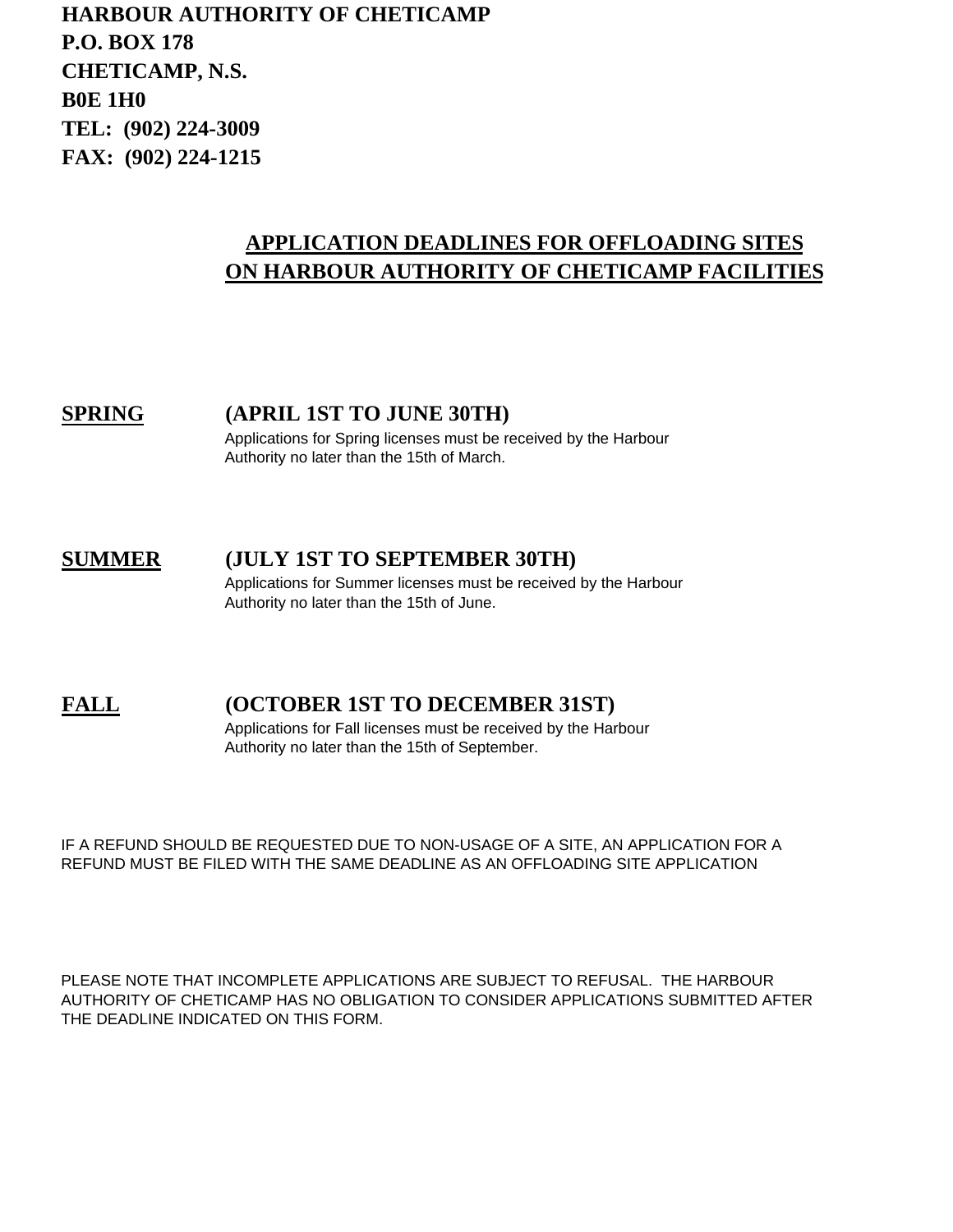**HARBOUR AUTHORITY OF CHETICAMP**
**P.O. BOX 178**
**CHETICAMP, N.S.**
**B0E 1H0**
**TEL: (902) 224-3009**
**FAX: (902) 224-1215**

# APPLICATION DEADLINES FOR OFFLOADING SITES ON HARBOUR AUTHORITY OF CHETICAMP FACILITIES

## SPRING (APRIL 1ST TO JUNE 30TH)

Applications for Spring licenses must be received by the Harbour Authority no later than the 15th of March.

## SUMMER (JULY 1ST TO SEPTEMBER 30TH)

Applications for Summer licenses must be received by the Harbour Authority no later than the 15th of June.

## FALL (OCTOBER 1ST TO DECEMBER 31ST)

Applications for Fall licenses must be received by the Harbour Authority no later than the 15th of September.

IF A REFUND SHOULD BE REQUESTED DUE TO NON-USAGE OF A SITE, AN APPLICATION FOR A REFUND MUST BE FILED WITH THE SAME DEADLINE AS AN OFFLOADING SITE APPLICATION

PLEASE NOTE THAT INCOMPLETE APPLICATIONS ARE SUBJECT TO REFUSAL. THE HARBOUR AUTHORITY OF CHETICAMP HAS NO OBLIGATION TO CONSIDER APPLICATIONS SUBMITTED AFTER THE DEADLINE INDICATED ON THIS FORM.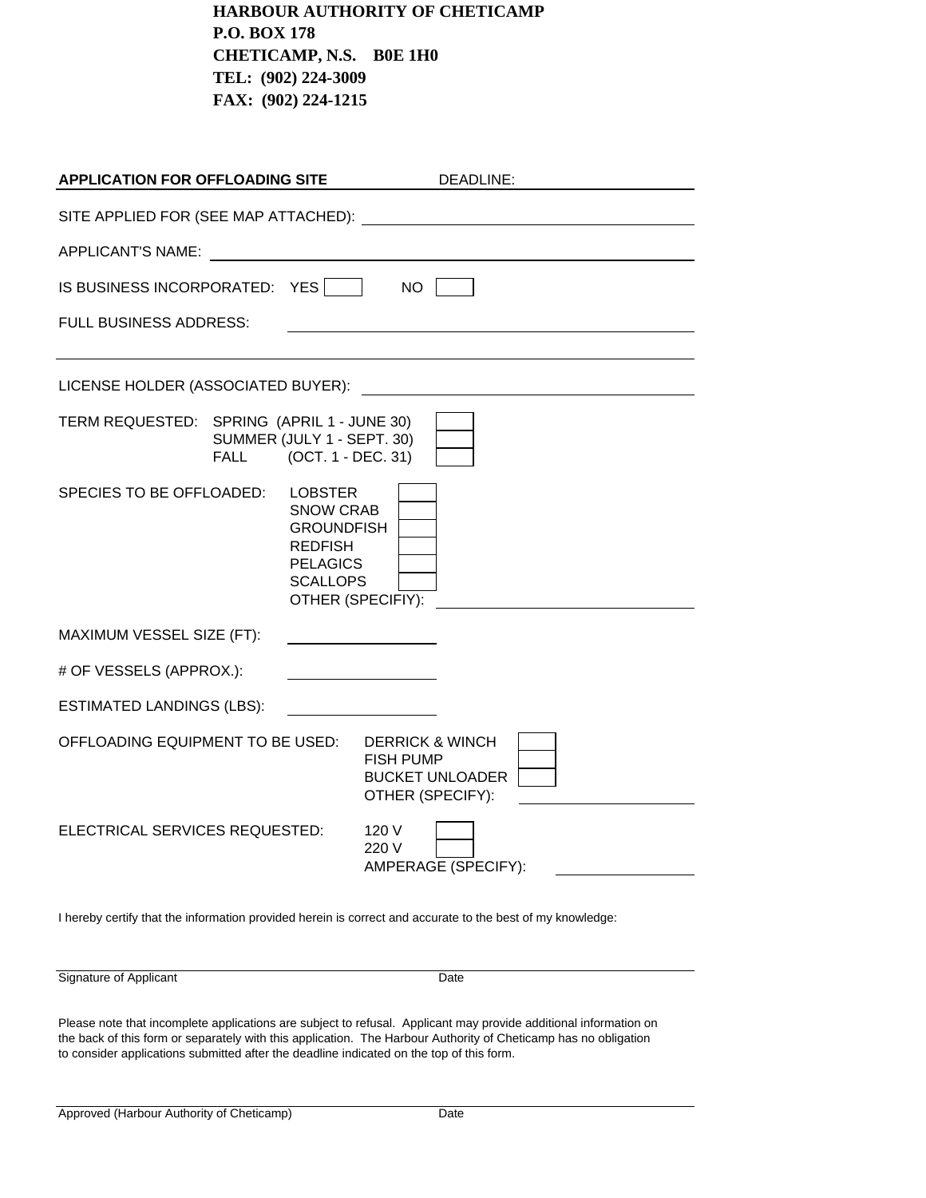**HARBOUR AUTHORITY OF CHETICAMP**
**P.O. BOX 178**
**CHETICAMP, N.S. B0E 1H0**
**TEL: (902) 224-3009**
**FAX: (902) 224-1215**

**APPLICATION FOR OFFLOADING SITE** DEADLINE: ______________________

SITE APPLIED FOR (SEE MAP ATTACHED): ______________________

APPLICANT'S NAME: ______________________

IS BUSINESS INCORPORATED: YES ☐ NO ☐

FULL BUSINESS ADDRESS: ______________________

______________________

LICENSE HOLDER (ASSOCIATED BUYER): ______________________

TERM REQUESTED:
- SPRING (APRIL 1 - JUNE 30) ☐
- SUMMER (JULY 1 - SEPT. 30) ☐
- FALL (OCT. 1 - DEC. 31) ☐

SPECIES TO BE OFFLOADED:
- LOBSTER ☐
- SNOW CRAB ☐
- GROUNDFISH ☐
- REDFISH ☐
- PELAGICS ☐
- SCALLOPS ☐
- OTHER (SPECIFIY): ______________________

MAXIMUM VESSEL SIZE (FT): ______________

# OF VESSELS (APPROX.): ______________

ESTIMATED LANDINGS (LBS): ______________

OFFLOADING EQUIPMENT TO BE USED:
- DERRICK & WINCH ☐
- FISH PUMP ☐
- BUCKET UNLOADER ☐
- OTHER (SPECIFY): ______________________

ELECTRICAL SERVICES REQUESTED:
- 120 V ☐
- 220 V ☐
- AMPERAGE (SPECIFY): ______________

I hereby certify that the information provided herein is correct and accurate to the best of my knowledge:

______________________________________________

Signature of Applicant Date

Please note that incomplete applications are subject to refusal. Applicant may provide additional information on the back of this form or separately with this application. The Harbour Authority of Cheticamp has no obligation to consider applications submitted after the deadline indicated on the top of this form.

______________________________________________

Approved (Harbour Authority of Cheticamp) Date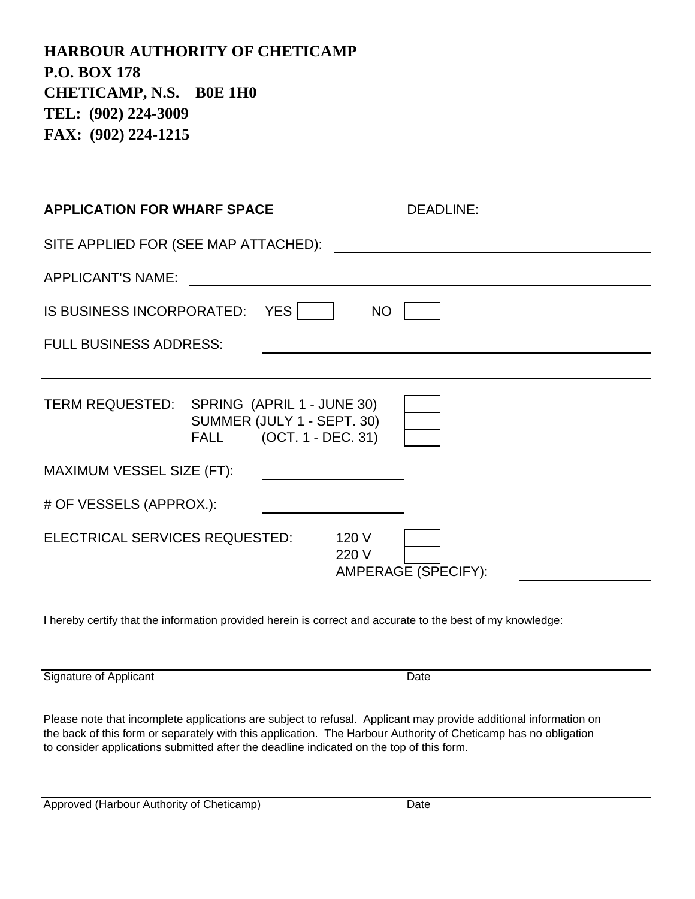**HARBOUR AUTHORITY OF CHETICAMP**
**P.O. BOX 178**
**CHETICAMP, N.S. B0E 1H0**
**TEL: (902) 224-3009**
**FAX: (902) 224-1215**

**APPLICATION FOR WHARF SPACE** DEADLINE: ____________

SITE APPLIED FOR (SEE MAP ATTACHED): ________________________________

APPLICANT'S NAME: ________________________________

IS BUSINESS INCORPORATED: YES ☐ NO ☐

FULL BUSINESS ADDRESS: ________________________________

________________________________________________________________

TERM REQUESTED:
- SPRING (APRIL 1 - JUNE 30) ☐
- SUMMER (JULY 1 - SEPT. 30) ☐
- FALL (OCT. 1 - DEC. 31) ☐

MAXIMUM VESSEL SIZE (FT): ____________

# OF VESSELS (APPROX.): ____________

ELECTRICAL SERVICES REQUESTED:
- 120 V ☐
- 220 V ☐
- AMPERAGE (SPECIFY): ____________

I hereby certify that the information provided herein is correct and accurate to the best of my knowledge:

________________________________________________________________
Signature of Applicant Date

Please note that incomplete applications are subject to refusal. Applicant may provide additional information on the back of this form or separately with this application. The Harbour Authority of Cheticamp has no obligation to consider applications submitted after the deadline indicated on the top of this form.

________________________________________________________________
Approved (Harbour Authority of Cheticamp) Date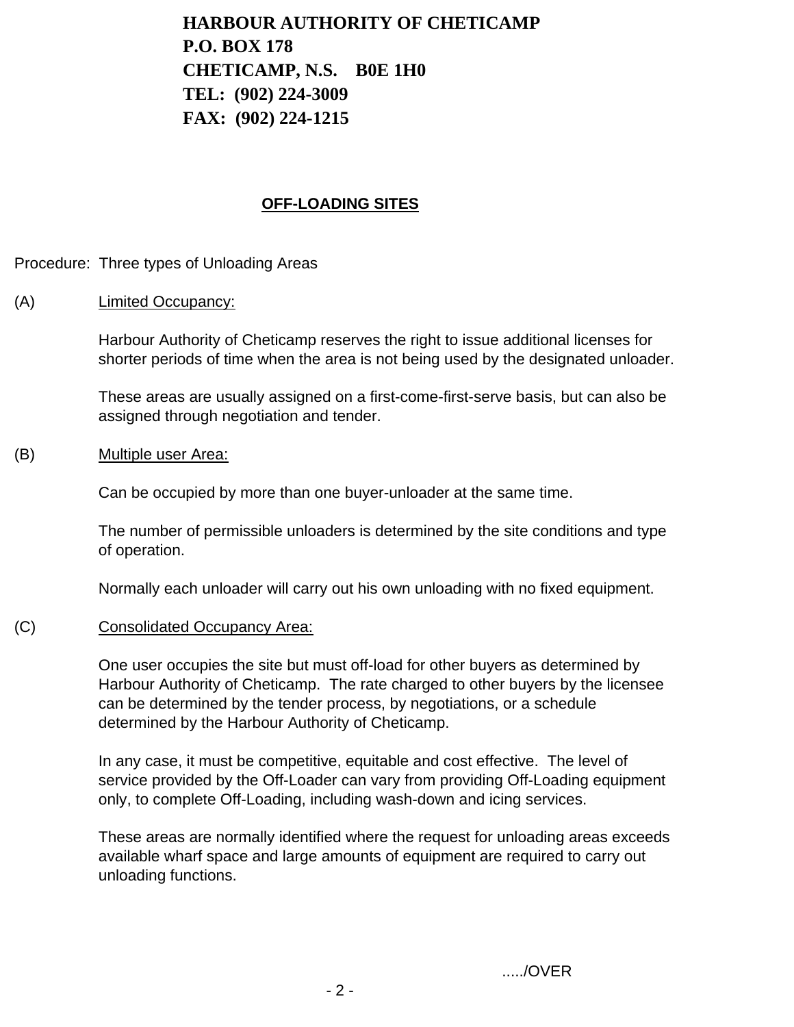**HARBOUR AUTHORITY OF CHETICAMP**
**P.O. BOX 178**
**CHETICAMP, N.S. B0E 1H0**
**TEL: (902) 224-3009**
**FAX: (902) 224-1215**

## OFF-LOADING SITES

Procedure: Three types of Unloading Areas

(A) Limited Occupancy:

Harbour Authority of Cheticamp reserves the right to issue additional licenses for shorter periods of time when the area is not being used by the designated unloader.

These areas are usually assigned on a first-come-first-serve basis, but can also be assigned through negotiation and tender.

(B) Multiple user Area:

Can be occupied by more than one buyer-unloader at the same time.

The number of permissible unloaders is determined by the site conditions and type of operation.

Normally each unloader will carry out his own unloading with no fixed equipment.

(C) Consolidated Occupancy Area:

One user occupies the site but must off-load for other buyers as determined by Harbour Authority of Cheticamp. The rate charged to other buyers by the licensee can be determined by the tender process, by negotiations, or a schedule determined by the Harbour Authority of Cheticamp.

In any case, it must be competitive, equitable and cost effective. The level of service provided by the Off-Loader can vary from providing Off-Loading equipment only, to complete Off-Loading, including wash-down and icing services.

These areas are normally identified where the request for unloading areas exceeds available wharf space and large amounts of equipment are required to carry out unloading functions.

...../OVER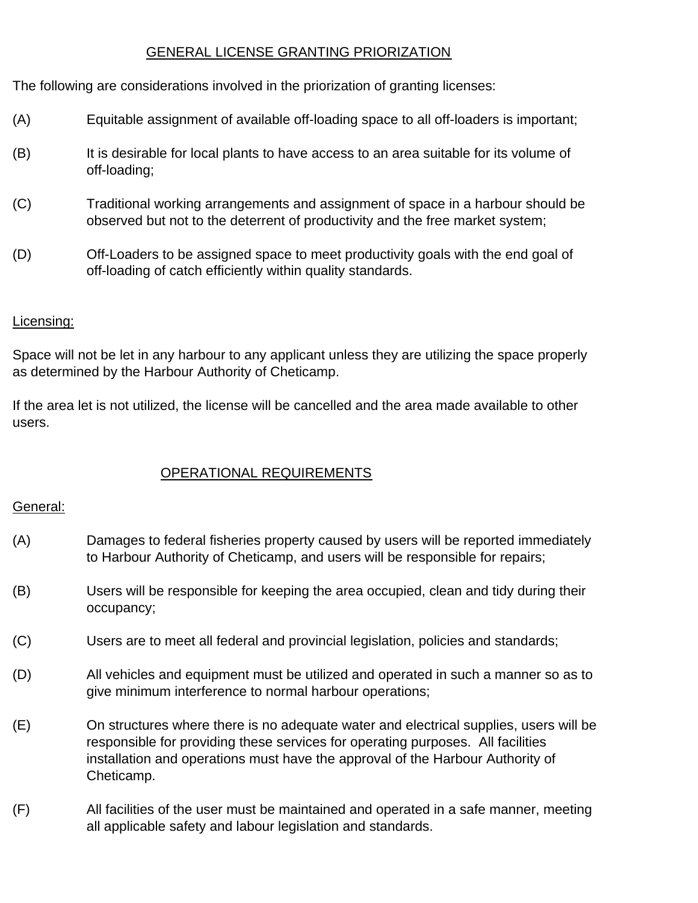## GENERAL LICENSE GRANTING PRIORIZATION

The following are considerations involved in the priorization of granting licenses:

(A) Equitable assignment of available off-loading space to all off-loaders is important;

(B) It is desirable for local plants to have access to an area suitable for its volume of off-loading;

(C) Traditional working arrangements and assignment of space in a harbour should be observed but not to the deterrent of productivity and the free market system;

(D) Off-Loaders to be assigned space to meet productivity goals with the end goal of off-loading of catch efficiently within quality standards.

### Licensing:

Space will not be let in any harbour to any applicant unless they are utilizing the space properly as determined by the Harbour Authority of Cheticamp.

If the area let is not utilized, the license will be cancelled and the area made available to other users.

## OPERATIONAL REQUIREMENTS

### General:

(A) Damages to federal fisheries property caused by users will be reported immediately to Harbour Authority of Cheticamp, and users will be responsible for repairs;

(B) Users will be responsible for keeping the area occupied, clean and tidy during their occupancy;

(C) Users are to meet all federal and provincial legislation, policies and standards;

(D) All vehicles and equipment must be utilized and operated in such a manner so as to give minimum interference to normal harbour operations;

(E) On structures where there is no adequate water and electrical supplies, users will be responsible for providing these services for operating purposes. All facilities installation and operations must have the approval of the Harbour Authority of Cheticamp.

(F) All facilities of the user must be maintained and operated in a safe manner, meeting all applicable safety and labour legislation and standards.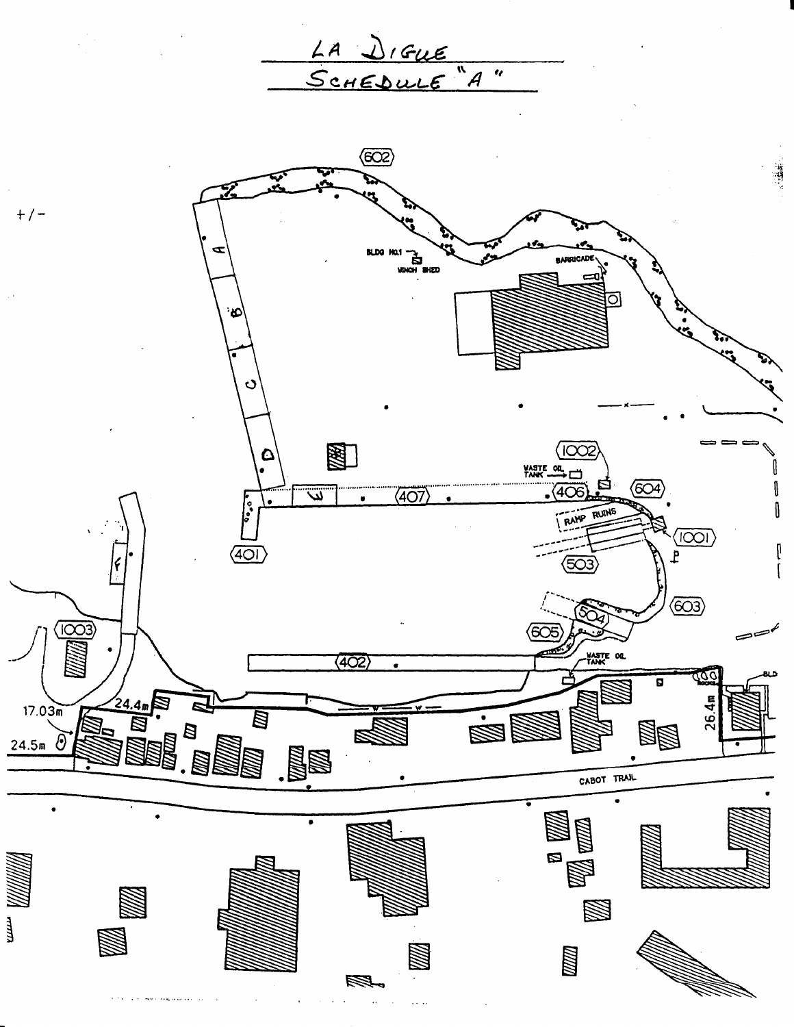# LA DIGUE
## SCHEDULE "A"

+/-

602

BLDG NO.1 WINCH SHED

BARRICADE

A

B

C

D

E

F

1002

WASTE OIL TANK

406

604

407

401

RAMP RUINS

1001

503

603

504

605

1003

402

WASTE OIL TANK

ROCKS

BLD

17.03m

24.4m

24.5m

26.4m

CABOT TRAIL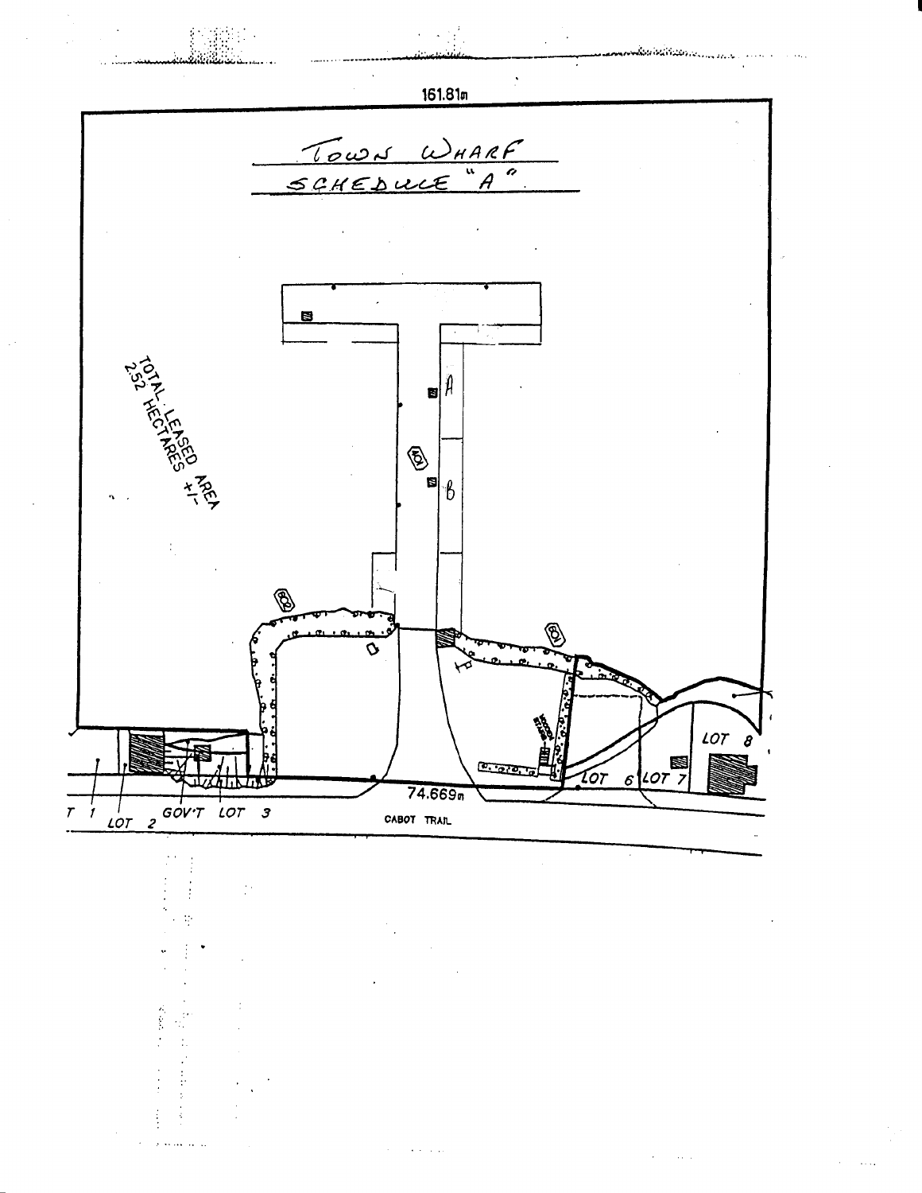161.81m

# Town Wharf
## Schedule "A"

TOTAL LEASED AREA
2.52 HECTARES +/-

A

B

LOT 8

LOT 6 LOT 7

74.669m

T 1 LOT 2 GOV'T LOT 3

CABOT TRAIL